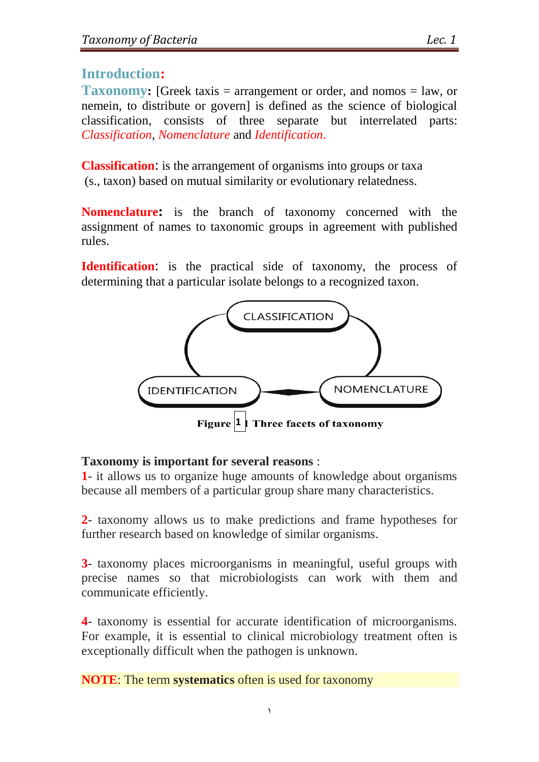## Introduction:

**Taxonomy:** [Greek taxis = arrangement or order, and nomos = law, or nemein, to distribute or govern] is defined as the science of biological classification, consists of three separate but interrelated parts: *Classification*, *Nomenclature* and *Identification*.

**Classification**: is the arrangement of organisms into groups or taxa (s., taxon) based on mutual similarity or evolutionary relatedness.

**Nomenclature:** is the branch of taxonomy concerned with the assignment of names to taxonomic groups in agreement with published rules.

**Identification**: is the practical side of taxonomy, the process of determining that a particular isolate belongs to a recognized taxon.

CLASSIFICATION

IDENTIFICATION — NOMENCLATURE

**Figure 1 Three facets of taxonomy**

**Taxonomy is important for several reasons** :

1- it allows us to organize huge amounts of knowledge about organisms because all members of a particular group share many characteristics.

2- taxonomy allows us to make predictions and frame hypotheses for further research based on knowledge of similar organisms.

3- taxonomy places microorganisms in meaningful, useful groups with precise names so that microbiologists can work with them and communicate efficiently.

4- taxonomy is essential for accurate identification of microorganisms. For example, it is essential to clinical microbiology treatment often is exceptionally difficult when the pathogen is unknown.

**NOTE**: The term **systematics** often is used for taxonomy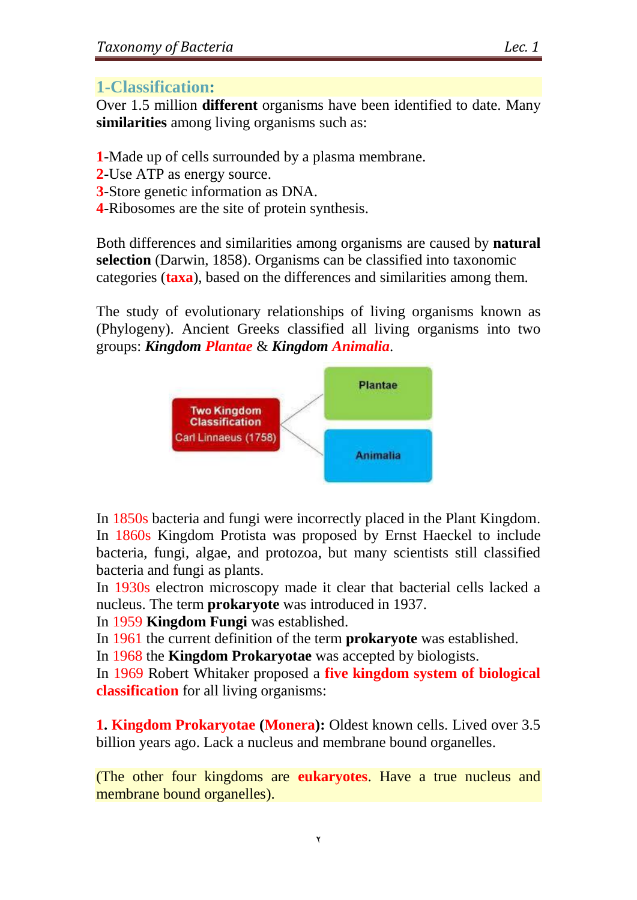## 1-Classification:

Over 1.5 million **different** organisms have been identified to date. Many **similarities** among living organisms such as:

1-Made up of cells surrounded by a plasma membrane.
2-Use ATP as energy source.
3-Store genetic information as DNA.
4-Ribosomes are the site of protein synthesis.

Both differences and similarities among organisms are caused by **natural selection** (Darwin, 1858). Organisms can be classified into taxonomic categories (**taxa**), based on the differences and similarities among them.

The study of evolutionary relationships of living organisms known as (Phylogeny). Ancient Greeks classified all living organisms into two groups: ***Kingdom Plantae*** & ***Kingdom Animalia***.

Two Kingdom Classification
Carl Linnaeus (1758)

- Plantae
- Animalia

In 1850s bacteria and fungi were incorrectly placed in the Plant Kingdom.
In 1860s Kingdom Protista was proposed by Ernst Haeckel to include bacteria, fungi, algae, and protozoa, but many scientists still classified bacteria and fungi as plants.
In 1930s electron microscopy made it clear that bacterial cells lacked a nucleus. The term **prokaryote** was introduced in 1937.
In 1959 **Kingdom Fungi** was established.
In 1961 the current definition of the term **prokaryote** was established.
In 1968 the **Kingdom Prokaryotae** was accepted by biologists.
In 1969 Robert Whitaker proposed a **five kingdom system of biological classification** for all living organisms:

**1. Kingdom Prokaryotae (Monera):** Oldest known cells. Lived over 3.5 billion years ago. Lack a nucleus and membrane bound organelles.

(The other four kingdoms are **eukaryotes**. Have a true nucleus and membrane bound organelles).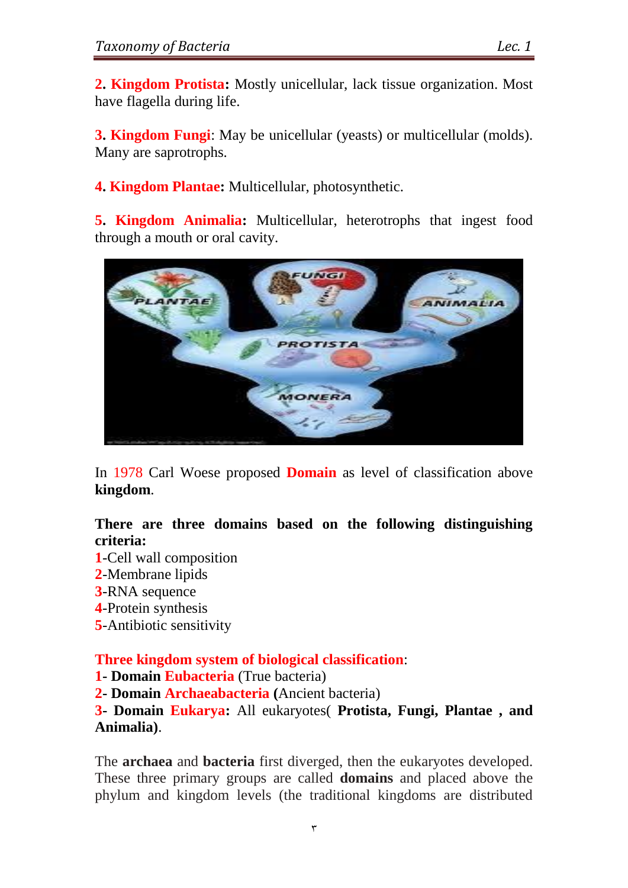**2. Kingdom Protista:** Mostly unicellular, lack tissue organization. Most have flagella during life.

**3. Kingdom Fungi**: May be unicellular (yeasts) or multicellular (molds). Many are saprotrophs.

**4. Kingdom Plantae:** Multicellular, photosynthetic.

**5. Kingdom Animalia:** Multicellular, heterotrophs that ingest food through a mouth or oral cavity.

In 1978 Carl Woese proposed **Domain** as level of classification above **kingdom**.

**There are three domains based on the following distinguishing criteria:**

1-Cell wall composition
2-Membrane lipids
3-RNA sequence
4-Protein synthesis
5-Antibiotic sensitivity

**Three kingdom system of biological classification**:

1- **Domain Eubacteria** (True bacteria)
2- **Domain Archaeabacteria (**Ancient bacteria)
3- **Domain Eukarya:** All eukaryotes( **Protista, Fungi, Plantae , and Animalia)**.

The **archaea** and **bacteria** first diverged, then the eukaryotes developed. These three primary groups are called **domains** and placed above the phylum and kingdom levels (the traditional kingdoms are distributed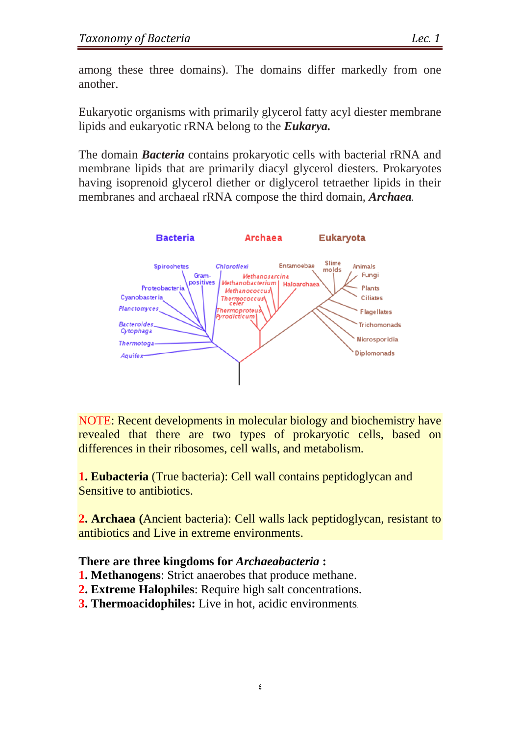among these three domains). The domains differ markedly from one another.

Eukaryotic organisms with primarily glycerol fatty acyl diester membrane lipids and eukaryotic rRNA belong to the ***Eukarya.***

The domain ***Bacteria*** contains prokaryotic cells with bacterial rRNA and membrane lipids that are primarily diacyl glycerol diesters. Prokaryotes having isoprenoid glycerol diether or diglycerol tetraether lipids in their membranes and archaeal rRNA compose the third domain, ***Archaea***.

NOTE: Recent developments in molecular biology and biochemistry have revealed that there are two types of prokaryotic cells, based on differences in their ribosomes, cell walls, and metabolism.

**1. Eubacteria** (True bacteria): Cell wall contains peptidoglycan and Sensitive to antibiotics.

**2. Archaea (**Ancient bacteria): Cell walls lack peptidoglycan, resistant to antibiotics and Live in extreme environments.

**There are three kingdoms for *Archaeabacteria* :**

**1. Methanogens**: Strict anaerobes that produce methane.
**2. Extreme Halophiles**: Require high salt concentrations.
**3. Thermoacidophiles:** Live in hot, acidic environments.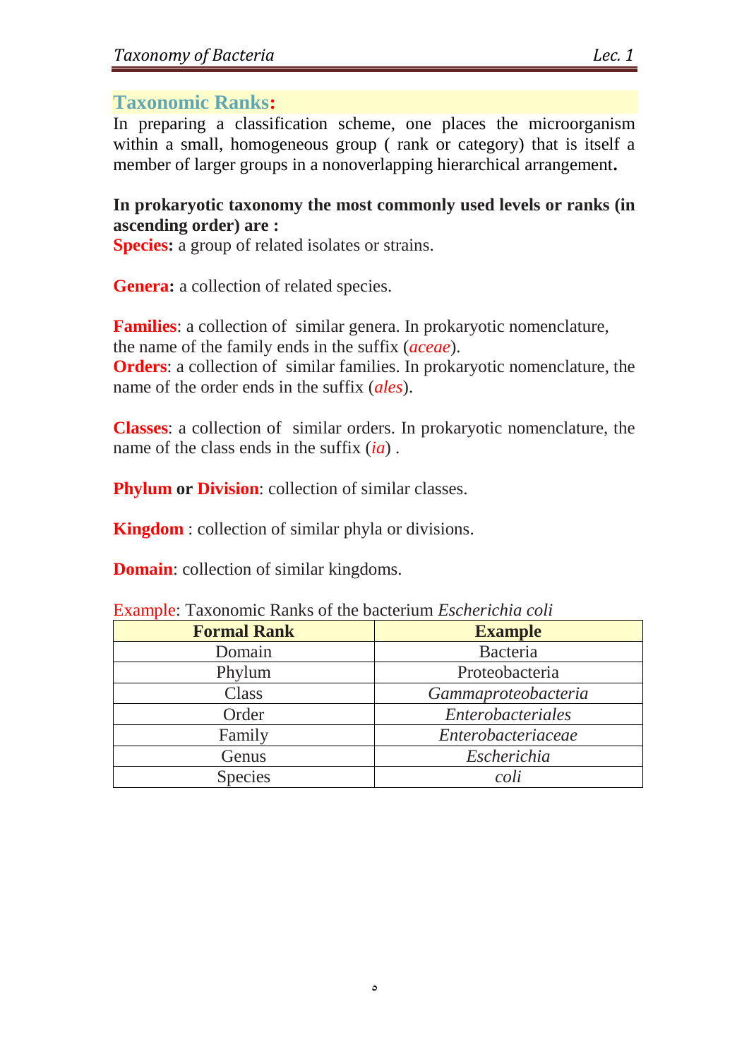## Taxonomic Ranks:

In preparing a classification scheme, one places the microorganism within a small, homogeneous group ( rank or category) that is itself a member of larger groups in a nonoverlapping hierarchical arrangement**.**

**In prokaryotic taxonomy the most commonly used levels or ranks (in ascending order) are :**

**Species:** a group of related isolates or strains.

**Genera:** a collection of related species.

**Families**: a collection of similar genera. In prokaryotic nomenclature, the name of the family ends in the suffix (*aceae*).

**Orders**: a collection of similar families. In prokaryotic nomenclature, the name of the order ends in the suffix (*ales*).

**Classes**: a collection of similar orders. In prokaryotic nomenclature, the name of the class ends in the suffix (*ia*) .

**Phylum or Division**: collection of similar classes.

**Kingdom** : collection of similar phyla or divisions.

**Domain**: collection of similar kingdoms.

Example: Taxonomic Ranks of the bacterium *Escherichia coli*

| **Formal Rank** | **Example** |
|---|---|
| Domain | Bacteria |
| Phylum | Proteobacteria |
| Class | *Gammaproteobacteria* |
| Order | *Enterobacteriales* |
| Family | *Enterobacteriaceae* |
| Genus | *Escherichia* |
| Species | *coli* |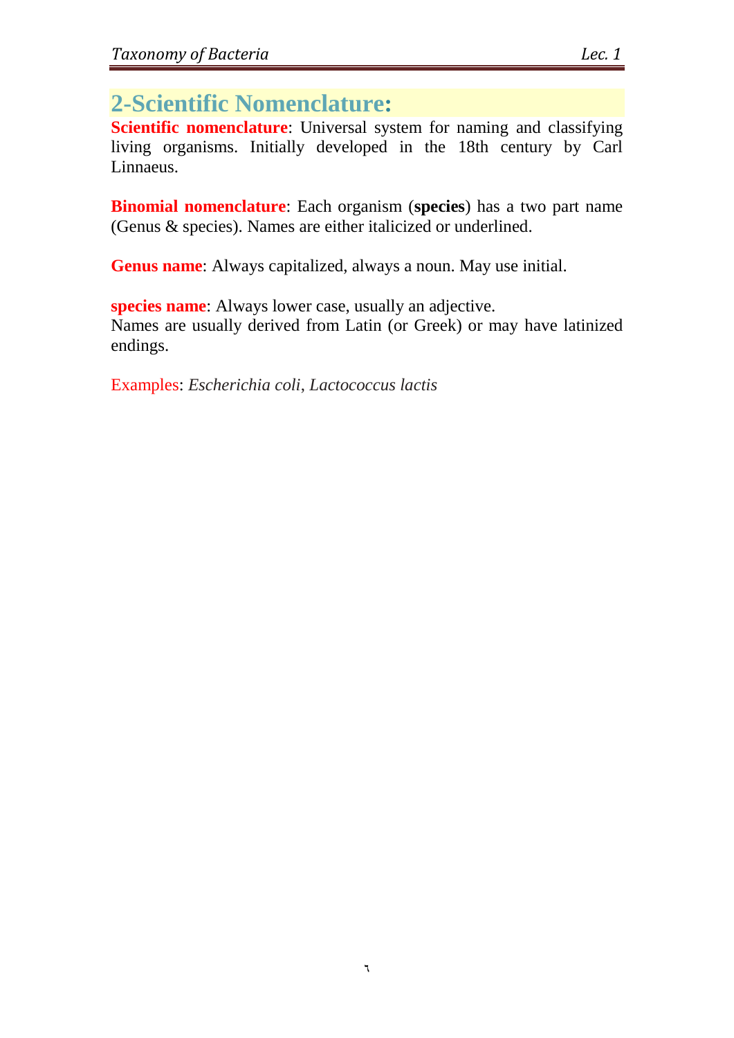## 2-Scientific Nomenclature:

**Scientific nomenclature**: Universal system for naming and classifying living organisms. Initially developed in the 18th century by Carl Linnaeus.

**Binomial nomenclature**: Each organism (**species**) has a two part name (Genus & species). Names are either italicized or underlined.

**Genus name**: Always capitalized, always a noun. May use initial.

**species name**: Always lower case, usually an adjective.
Names are usually derived from Latin (or Greek) or may have latinized endings.

Examples: *Escherichia coli*, *Lactococcus lactis*